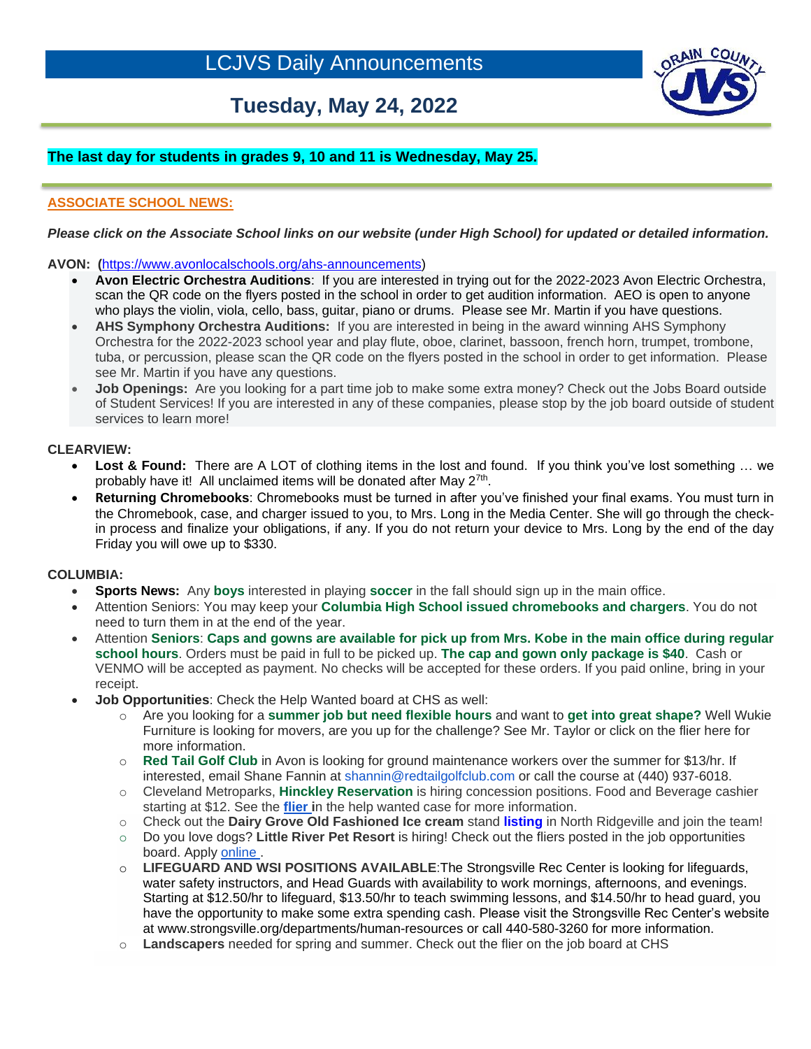# LCJVS Daily Announcements

## Tuesday, May 24, 2022

**The last day for students in grades 9, 10 and 11 is Wednesday, May 25.**

**ASSOCIATE SCHOOL NEWS:**

***Please click on the Associate School links on our website (under High School) for updated or detailed information.***

**AVON: (**https://www.avonlocalschools.org/ahs-announcements)

- **Avon Electric Orchestra Auditions**: If you are interested in trying out for the 2022-2023 Avon Electric Orchestra, scan the QR code on the flyers posted in the school in order to get audition information. AEO is open to anyone who plays the violin, viola, cello, bass, guitar, piano or drums. Please see Mr. Martin if you have questions.
- **AHS Symphony Orchestra Auditions:** If you are interested in being in the award winning AHS Symphony Orchestra for the 2022-2023 school year and play flute, oboe, clarinet, bassoon, french horn, trumpet, trombone, tuba, or percussion, please scan the QR code on the flyers posted in the school in order to get information. Please see Mr. Martin if you have any questions.
- **Job Openings:** Are you looking for a part time job to make some extra money? Check out the Jobs Board outside of Student Services! If you are interested in any of these companies, please stop by the job board outside of student services to learn more!

**CLEARVIEW:**

- **Lost & Found:** There are A LOT of clothing items in the lost and found. If you think you've lost something … we probably have it! All unclaimed items will be donated after May 2[7th].
- **Returning Chromebooks**: Chromebooks must be turned in after you've finished your final exams. You must turn in the Chromebook, case, and charger issued to you, to Mrs. Long in the Media Center. She will go through the check-in process and finalize your obligations, if any. If you do not return your device to Mrs. Long by the end of the day Friday you will owe up to $330.

**COLUMBIA:**

- **Sports News:** Any **boys** interested in playing **soccer** in the fall should sign up in the main office.
- Attention Seniors: You may keep your **Columbia High School issued chromebooks and chargers**. You do not need to turn them in at the end of the year.
- Attention **Seniors**: **Caps and gowns are available for pick up from Mrs. Kobe in the main office during regular school hours**. Orders must be paid in full to be picked up. **The cap and gown only package is $40**. Cash or VENMO will be accepted as payment. No checks will be accepted for these orders. If you paid online, bring in your receipt.
- **Job Opportunities**: Check the Help Wanted board at CHS as well:
  - Are you looking for a **summer job but need flexible hours** and want to **get into great shape?** Well Wukie Furniture is looking for movers, are you up for the challenge? See Mr. Taylor or click on the flier here for more information.
  - **Red Tail Golf Club** in Avon is looking for ground maintenance workers over the summer for $13/hr. If interested, email Shane Fannin at shannin@redtailgolfclub.com or call the course at (440) 937-6018.
  - Cleveland Metroparks, **Hinckley Reservation** is hiring concession positions. Food and Beverage cashier starting at $12. See the **flier i**n the help wanted case for more information.
  - Check out the **Dairy Grove Old Fashioned Ice cream** stand **listing** in North Ridgeville and join the team!
  - Do you love dogs? **Little River Pet Resort** is hiring! Check out the fliers posted in the job opportunities board. Apply online.
  - **LIFEGUARD AND WSI POSITIONS AVAILABLE**:The Strongsville Rec Center is looking for lifeguards, water safety instructors, and Head Guards with availability to work mornings, afternoons, and evenings. Starting at $12.50/hr to lifeguard, $13.50/hr to teach swimming lessons, and $14.50/hr to head guard, you have the opportunity to make some extra spending cash. Please visit the Strongsville Rec Center's website at www.strongsville.org/departments/human-resources or call 440-580-3260 for more information.
  - **Landscapers** needed for spring and summer. Check out the flier on the job board at CHS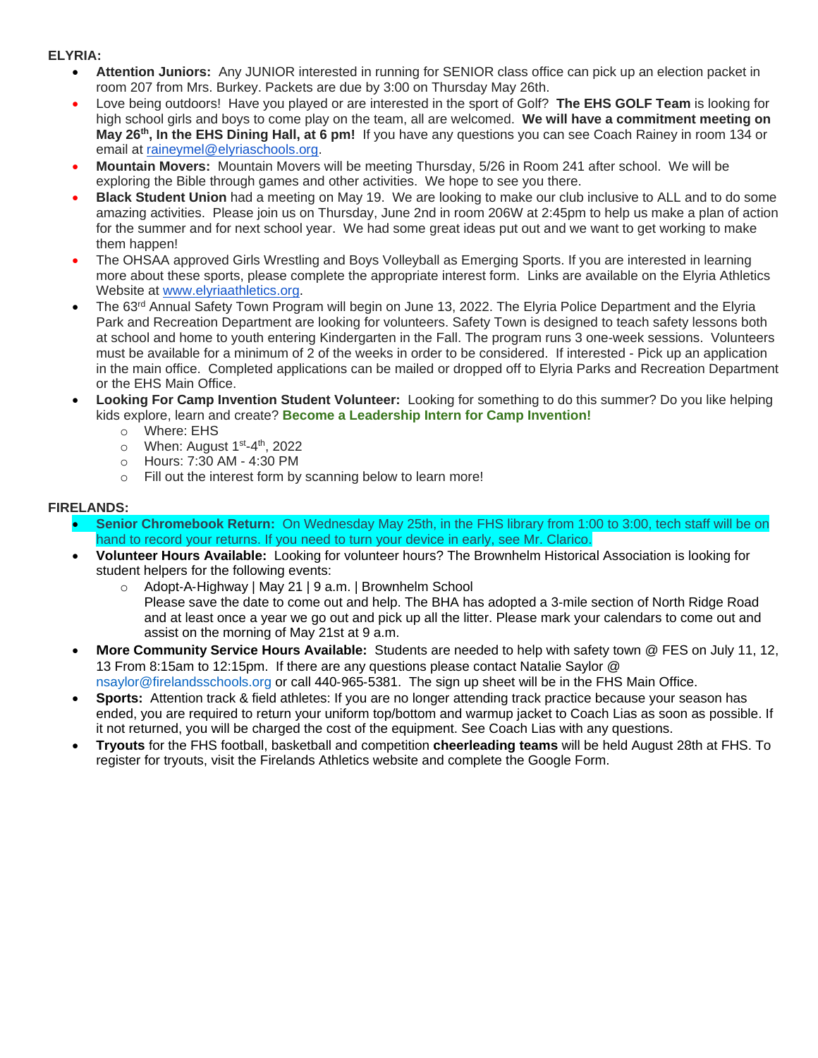**ELYRIA:**

- **Attention Juniors:** Any JUNIOR interested in running for SENIOR class office can pick up an election packet in room 207 from Mrs. Burkey. Packets are due by 3:00 on Thursday May 26th.
- Love being outdoors! Have you played or are interested in the sport of Golf? **The EHS GOLF Team** is looking for high school girls and boys to come play on the team, all are welcomed. **We will have a commitment meeting on May 26th, In the EHS Dining Hall, at 6 pm!** If you have any questions you can see Coach Rainey in room 134 or email at raineymel@elyriaschools.org.
- **Mountain Movers:** Mountain Movers will be meeting Thursday, 5/26 in Room 241 after school. We will be exploring the Bible through games and other activities. We hope to see you there.
- **Black Student Union** had a meeting on May 19. We are looking to make our club inclusive to ALL and to do some amazing activities. Please join us on Thursday, June 2nd in room 206W at 2:45pm to help us make a plan of action for the summer and for next school year. We had some great ideas put out and we want to get working to make them happen!
- The OHSAA approved Girls Wrestling and Boys Volleyball as Emerging Sports. If you are interested in learning more about these sports, please complete the appropriate interest form. Links are available on the Elyria Athletics Website at www.elyriaathletics.org.
- The 63rd Annual Safety Town Program will begin on June 13, 2022. The Elyria Police Department and the Elyria Park and Recreation Department are looking for volunteers. Safety Town is designed to teach safety lessons both at school and home to youth entering Kindergarten in the Fall. The program runs 3 one-week sessions. Volunteers must be available for a minimum of 2 of the weeks in order to be considered. If interested - Pick up an application in the main office. Completed applications can be mailed or dropped off to Elyria Parks and Recreation Department or the EHS Main Office.
- **Looking For Camp Invention Student Volunteer:** Looking for something to do this summer? Do you like helping kids explore, learn and create? **Become a Leadership Intern for Camp Invention!**
  - Where: EHS
  - When: August 1st-4th, 2022
  - Hours: 7:30 AM - 4:30 PM
  - Fill out the interest form by scanning below to learn more!

**FIRELANDS:**

- **Senior Chromebook Return:** On Wednesday May 25th, in the FHS library from 1:00 to 3:00, tech staff will be on hand to record your returns. If you need to turn your device in early, see Mr. Clarico.
- **Volunteer Hours Available:** Looking for volunteer hours? The Brownhelm Historical Association is looking for student helpers for the following events:
  - Adopt-A-Highway | May 21 | 9 a.m. | Brownhelm School
    Please save the date to come out and help. The BHA has adopted a 3-mile section of North Ridge Road and at least once a year we go out and pick up all the litter. Please mark your calendars to come out and assist on the morning of May 21st at 9 a.m.
- **More Community Service Hours Available:** Students are needed to help with safety town @ FES on July 11, 12, 13 From 8:15am to 12:15pm. If there are any questions please contact Natalie Saylor @ nsaylor@firelandsschools.org or call 440-965-5381. The sign up sheet will be in the FHS Main Office.
- **Sports:** Attention track & field athletes: If you are no longer attending track practice because your season has ended, you are required to return your uniform top/bottom and warmup jacket to Coach Lias as soon as possible. If it not returned, you will be charged the cost of the equipment. See Coach Lias with any questions.
- **Tryouts** for the FHS football, basketball and competition **cheerleading teams** will be held August 28th at FHS. To register for tryouts, visit the Firelands Athletics website and complete the Google Form.